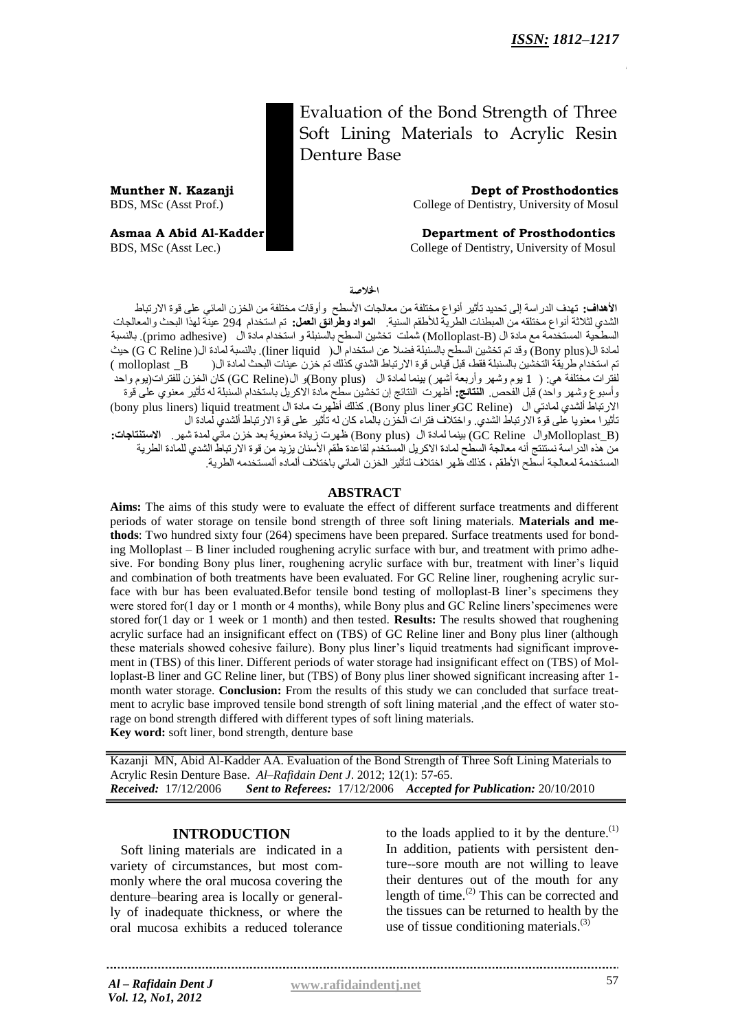*ISSN: 1812–1217*

# Evaluation of the Bond Strength of Three Soft Lining Materials to Acrylic Resin Denture Base

**Munther N. Kazanji**
BDS, MSc (Asst Prof.)

**Dept of Prosthodontics**
College of Dentistry, University of Mosul

**Asmaa A Abid Al-Kadder**
BDS, MSc (Asst Lec.)

**Department of Prosthodontics**
College of Dentistry, University of Mosul

## الخلاصة

**الأهداف:** تهدف الدراسة إلى تحديد تأثير أنواع مختلفة من معالجات الأسطح وأوقات مختلفة من الخزن المائي على قوة الارتباط الشدي لثلاثة أنواع مختلفه من المبطنات الطرية للأطقم السنية. **المواد وطرائق العمل:** تم استخدام 294 عينة لهذا البحث والمعالجات السطحية المستخدمة مع مادة ال (Molloplast-B) شملت تخشين السطح بالسنبلة و استخدام مادة ال (primo adhesive). بالنسبة لمادة ال(Bony plus) وقد تم تخشين السطح بالسنبلة فضلا عن استخدام ال( liner liquid). بالنسبة لمادة ال( G C Reline) حيث تم استخدام طريقة التخشين بالسنبلة فقط، قبل قياس قوة الارتباط الشدي كذلك تم خزن عينات البحث لمادة ال( molloplast _B ) لفترات مختلفة هي: ( 1 يوم وشهر وأربعة أشهر) بينما لمادة ال (Bony plus)و ال(GC Reline) كان الخزن للفترات(يوم واحد وأسبوع وشهر واحد) قبل الفحص. **النتائج:** أظهرت النتائج إن تخشين سطح مادة الاكريل باستخدام السنبلة له تأثير معنوي على قوة الارتباط ألشدي لمادتي ال (GC Reline وBony plus liner). كذلك أظهرت مادة ال liquid treatment (bony plus liners) تأثيرا معنويا على قوة الارتباط الشدي. واختلاف فترات الخزن بالماء كان له تأثير على قوة الارتباط ألشدي لمادة ال (Molloplast_B والGC Reline) بينما لمادة ال (Bony plus) ظهرت زيادة معنوية بعد خزن مائي لمدة شهر. **الاستنتاجات:** من هذه الدراسة نستنتج أنه معالجة السطح لمادة الاكريل المستخدم لقاعدة طقم الأسنان يزيد من قوة الارتباط الشدي للمادة الطرية المستخدمة لمعالجة أسطح الأطقم ، كذلك ظهر اختلاف لتأثير الخزن المائي باختلاف ألماده المستخدمه الطرية.

## ABSTRACT

**Aims:** The aims of this study were to evaluate the effect of different surface treatments and different periods of water storage on tensile bond strength of three soft lining materials. **Materials and methods**: Two hundred sixty four (264) specimens have been prepared. Surface treatments used for bonding Molloplast – B liner included roughening acrylic surface with bur, and treatment with primo adhesive. For bonding Bony plus liner, roughening acrylic surface with bur, treatment with liner's liquid and combination of both treatments have been evaluated. For GC Reline liner, roughening acrylic surface with bur has been evaluated.Befor tensile bond testing of molloplast-B liner's specimens they were stored for(1 day or 1 month or 4 months), while Bony plus and GC Reline liners'specimenes were stored for(1 day or 1 week or 1 month) and then tested. **Results:** The results showed that roughening acrylic surface had an insignificant effect on (TBS) of GC Reline liner and Bony plus liner (although these materials showed cohesive failure). Bony plus liner's liquid treatments had significant improvement in (TBS) of this liner. Different periods of water storage had insignificant effect on (TBS) of Molloplast-B liner and GC Reline liner, but (TBS) of Bony plus liner showed significant increasing after 1-month water storage. **Conclusion:** From the results of this study we can concluded that surface treatment to acrylic base improved tensile bond strength of soft lining material ,and the effect of water storage on bond strength differed with different types of soft lining materials.

**Key word:** soft liner, bond strength, denture base

Kazanji MN, Abid Al-Kadder AA. Evaluation of the Bond Strength of Three Soft Lining Materials to Acrylic Resin Denture Base. *Al–Rafidain Dent J*. 2012; 12(1): 57-65.
***Received:*** 17/12/2006 ***Sent to Referees:*** 17/12/2006 ***Accepted for Publication:*** 20/10/2010

## INTRODUCTION

Soft lining materials are indicated in a variety of circumstances, but most commonly where the oral mucosa covering the denture–bearing area is locally or generally of inadequate thickness, or where the oral mucosa exhibits a reduced tolerance to the loads applied to it by the denture.[1] In addition, patients with persistent denture--sore mouth are not willing to leave their dentures out of the mouth for any length of time.[2] This can be corrected and the tissues can be returned to health by the use of tissue conditioning materials.[3]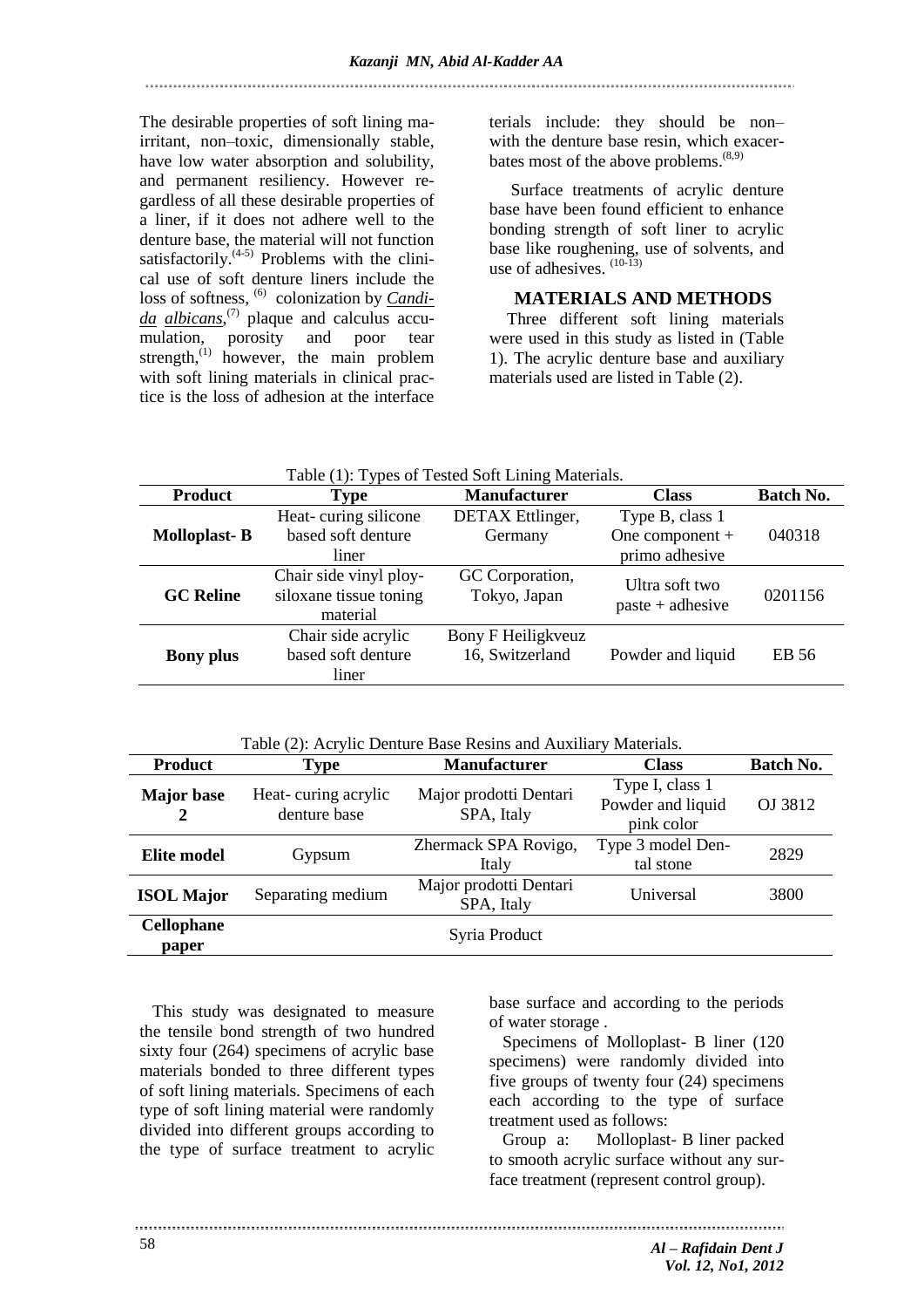The desirable properties of soft lining materials include: they should be non–irritant, non–toxic, dimensionally stable, have low water absorption and solubility, and permanent resiliency. However regardless of all these desirable properties of a liner, if it does not adhere well to the denture base, the material will not function satisfactorily.[4-5] Problems with the clinical use of soft denture liners include the loss of softness, [6] colonization by *Candida albicans*,[7] plaque and calculus accumulation, porosity and poor tear strength,[1] however, the main problem with soft lining materials in clinical practice is the loss of adhesion at the interface with the denture base resin, which exacerbates most of the above problems.[8,9]

Surface treatments of acrylic denture base have been found efficient to enhance bonding strength of soft liner to acrylic base like roughening, use of solvents, and use of adhesives. [10-13]

## MATERIALS AND METHODS

Three different soft lining materials were used in this study as listed in (Table 1). The acrylic denture base and auxiliary materials used are listed in Table (2).

Table (1): Types of Tested Soft Lining Materials.

| Product | Type | Manufacturer | Class | Batch No. |
|---|---|---|---|---|
| **Molloplast- B** | Heat- curing silicone based soft denture liner | DETAX Ettlinger, Germany | Type B, class 1 One component + primo adhesive | 040318 |
| **GC Reline** | Chair side vinyl ploysiloxane tissue toning material | GC Corporation, Tokyo, Japan | Ultra soft two paste + adhesive | 0201156 |
| **Bony plus** | Chair side acrylic based soft denture liner | Bony F Heiligkveuz 16, Switzerland | Powder and liquid | EB 56 |

Table (2): Acrylic Denture Base Resins and Auxiliary Materials.

| Product | Type | Manufacturer | Class | Batch No. |
|---|---|---|---|---|
| **Major base 2** | Heat- curing acrylic denture base | Major prodotti Dentari SPA, Italy | Type I, class 1 Powder and liquid pink color | OJ 3812 |
| **Elite model** | Gypsum | Zhermack SPA Rovigo, Italy | Type 3 model Dental stone | 2829 |
| **ISOL Major** | Separating medium | Major prodotti Dentari SPA, Italy | Universal | 3800 |
| **Cellophane paper** | | Syria Product | | |

This study was designated to measure the tensile bond strength of two hundred sixty four (264) specimens of acrylic base materials bonded to three different types of soft lining materials. Specimens of each type of soft lining material were randomly divided into different groups according to the type of surface treatment to acrylic base surface and according to the periods of water storage .

Specimens of Molloplast- B liner (120 specimens) were randomly divided into five groups of twenty four (24) specimens each according to the type of surface treatment used as follows:

Group a: Molloplast- B liner packed to smooth acrylic surface without any surface treatment (represent control group).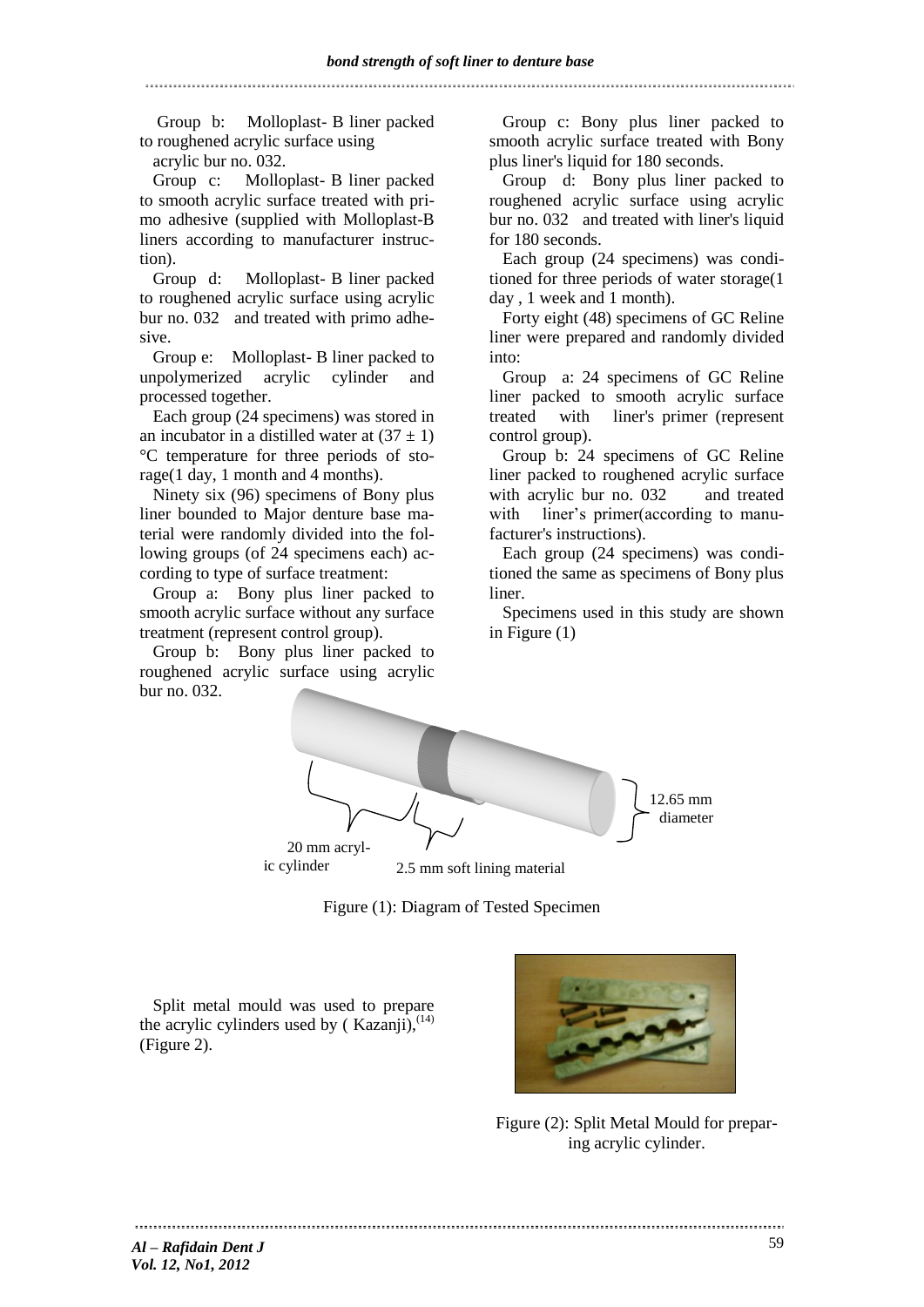Group b: Molloplast- B liner packed to roughened acrylic surface using acrylic bur no. 032.

Group c: Molloplast- B liner packed to smooth acrylic surface treated with primo adhesive (supplied with Molloplast-B liners according to manufacturer instruction).

Group d: Molloplast- B liner packed to roughened acrylic surface using acrylic bur no. 032 and treated with primo adhesive.

Group e: Molloplast- B liner packed to unpolymerized acrylic cylinder and processed together.

Each group (24 specimens) was stored in an incubator in a distilled water at $(37 \pm 1)$ °C temperature for three periods of storage(1 day, 1 month and 4 months).

Ninety six (96) specimens of Bony plus liner bounded to Major denture base material were randomly divided into the following groups (of 24 specimens each) according to type of surface treatment:

Group a: Bony plus liner packed to smooth acrylic surface without any surface treatment (represent control group).

Group b: Bony plus liner packed to roughened acrylic surface using acrylic bur no. 032.

Group c: Bony plus liner packed to smooth acrylic surface treated with Bony plus liner's liquid for 180 seconds.

Group d: Bony plus liner packed to roughened acrylic surface using acrylic bur no. 032 and treated with liner's liquid for 180 seconds.

Each group (24 specimens) was conditioned for three periods of water storage(1 day , 1 week and 1 month).

Forty eight (48) specimens of GC Reline liner were prepared and randomly divided into:

Group a: 24 specimens of GC Reline liner packed to smooth acrylic surface treated with liner's primer (represent control group).

Group b: 24 specimens of GC Reline liner packed to roughened acrylic surface with acrylic bur no. 032 and treated with liner's primer(according to manufacturer's instructions).

Each group (24 specimens) was conditioned the same as specimens of Bony plus liner.

Specimens used in this study are shown in Figure (1)

20 mm acrylic cylinder — 2.5 mm soft lining material — 12.65 mm diameter

Figure (1): Diagram of Tested Specimen

Split metal mould was used to prepare the acrylic cylinders used by ( Kazanji),[14] (Figure 2).

Figure (2): Split Metal Mould for preparing acrylic cylinder.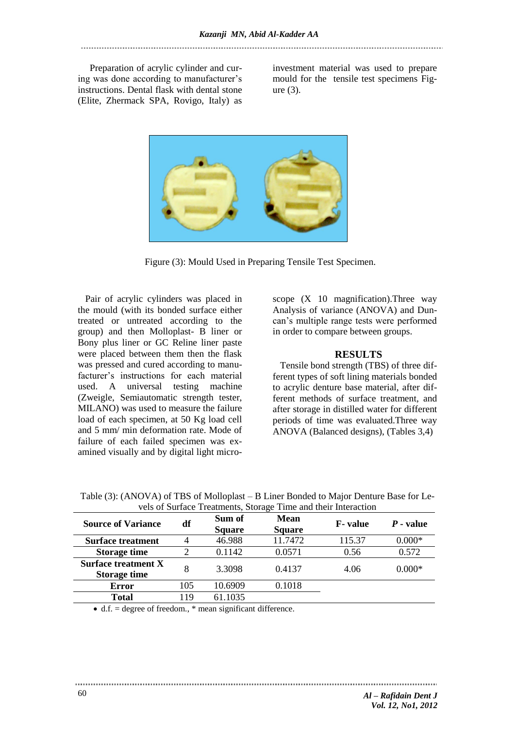Preparation of acrylic cylinder and curing was done according to manufacturer's instructions. Dental flask with dental stone (Elite, Zhermack SPA, Rovigo, Italy) as investment material was used to prepare mould for the tensile test specimens Figure (3).

Figure (3): Mould Used in Preparing Tensile Test Specimen.

Pair of acrylic cylinders was placed in the mould (with its bonded surface either treated or untreated according to the group) and then Molloplast- B liner or Bony plus liner or GC Reline liner paste were placed between them then the flask was pressed and cured according to manufacturer's instructions for each material used. A universal testing machine (Zweigle, Semiautomatic strength tester, MILANO) was used to measure the failure load of each specimen, at 50 Kg load cell and 5 mm/ min deformation rate. Mode of failure of each failed specimen was examined visually and by digital light microscope (X 10 magnification).Three way Analysis of variance (ANOVA) and Duncan's multiple range tests were performed in order to compare between groups.

## RESULTS

Tensile bond strength (TBS) of three different types of soft lining materials bonded to acrylic denture base material, after different methods of surface treatment, and after storage in distilled water for different periods of time was evaluated.Three way ANOVA (Balanced designs), (Tables 3,4)

Table (3): (ANOVA) of TBS of Molloplast – B Liner Bonded to Major Denture Base for Levels of Surface Treatments, Storage Time and their Interaction

| Source of Variance | df | Sum of Square | Mean Square | F- value | *P* - value |
|---|---|---|---|---|---|
| **Surface treatment** | 4 | 46.988 | 11.7472 | 115.37 | 0.000* |
| **Storage time** | 2 | 0.1142 | 0.0571 | 0.56 | 0.572 |
| **Surface treatment X Storage time** | 8 | 3.3098 | 0.4137 | 4.06 | 0.000* |
| **Error** | 105 | 10.6909 | 0.1018 | | |
| **Total** | 119 | 61.1035 | | | |

- d.f. = degree of freedom., * mean significant difference.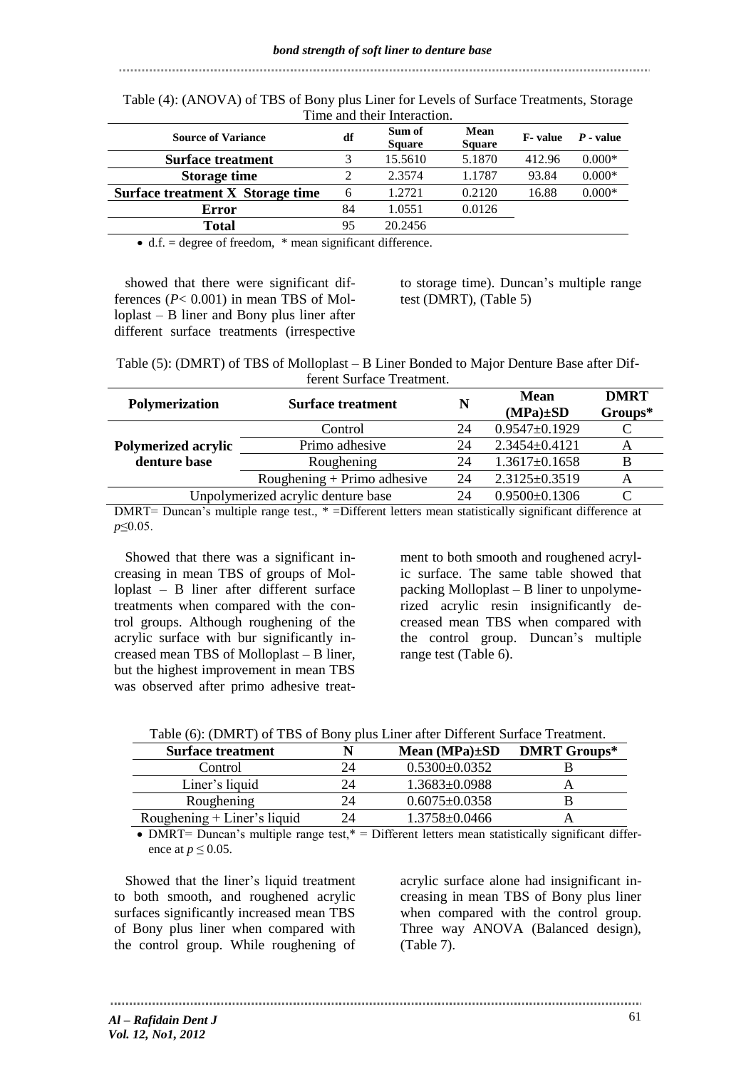Table (4): (ANOVA) of TBS of Bony plus Liner for Levels of Surface Treatments, Storage Time and their Interaction.

| Source of Variance | df | Sum of Square | Mean Square | F- value | P - value |
|---|---|---|---|---|---|
| **Surface treatment** | 3 | 15.5610 | 5.1870 | 412.96 | 0.000* |
| **Storage time** | 2 | 2.3574 | 1.1787 | 93.84 | 0.000* |
| **Surface treatment X Storage time** | 6 | 1.2721 | 0.2120 | 16.88 | 0.000* |
| **Error** | 84 | 1.0551 | 0.0126 | | |
| **Total** | 95 | 20.2456 | | | |

- d.f. = degree of freedom, * mean significant difference.

showed that there were significant differences ($P < 0.001$) in mean TBS of Molloplast – B liner and Bony plus liner after different surface treatments (irrespective to storage time). Duncan's multiple range test (DMRT), (Table 5)

Table (5): (DMRT) of TBS of Molloplast – B Liner Bonded to Major Denture Base after Different Surface Treatment.

| Polymerization | Surface treatment | N | Mean (MPa)±SD | DMRT Groups* |
|---|---|---|---|---|
| **Polymerized acrylic denture base** | Control | 24 | 0.9547±0.1929 | C |
| | Primo adhesive | 24 | 2.3454±0.4121 | A |
| | Roughening | 24 | 1.3617±0.1658 | B |
| | Roughening + Primo adhesive | 24 | 2.3125±0.3519 | A |
| Unpolymerized acrylic denture base | | 24 | 0.9500±0.1306 | C |

DMRT= Duncan's multiple range test., * =Different letters mean statistically significant difference at $p \leq 0.05$.

Showed that there was a significant increasing in mean TBS of groups of Molloplast – B liner after different surface treatments when compared with the control groups. Although roughening of the acrylic surface with bur significantly increased mean TBS of Molloplast – B liner, but the highest improvement in mean TBS was observed after primo adhesive treatment to both smooth and roughened acrylic surface. The same table showed that packing Molloplast – B liner to unpolymerized acrylic resin insignificantly decreased mean TBS when compared with the control group. Duncan's multiple range test (Table 6).

Table (6): (DMRT) of TBS of Bony plus Liner after Different Surface Treatment.

| Surface treatment | N | Mean (MPa)±SD | DMRT Groups* |
|---|---|---|---|
| Control | 24 | 0.5300±0.0352 | B |
| Liner's liquid | 24 | 1.3683±0.0988 | A |
| Roughening | 24 | 0.6075±0.0358 | B |
| Roughening + Liner's liquid | 24 | 1.3758±0.0466 | A |

- DMRT= Duncan's multiple range test,* = Different letters mean statistically significant difference at $p \leq 0.05$.

Showed that the liner's liquid treatment to both smooth, and roughened acrylic surfaces significantly increased mean TBS of Bony plus liner when compared with the control group. While roughening of acrylic surface alone had insignificant increasing in mean TBS of Bony plus liner when compared with the control group. Three way ANOVA (Balanced design), (Table 7).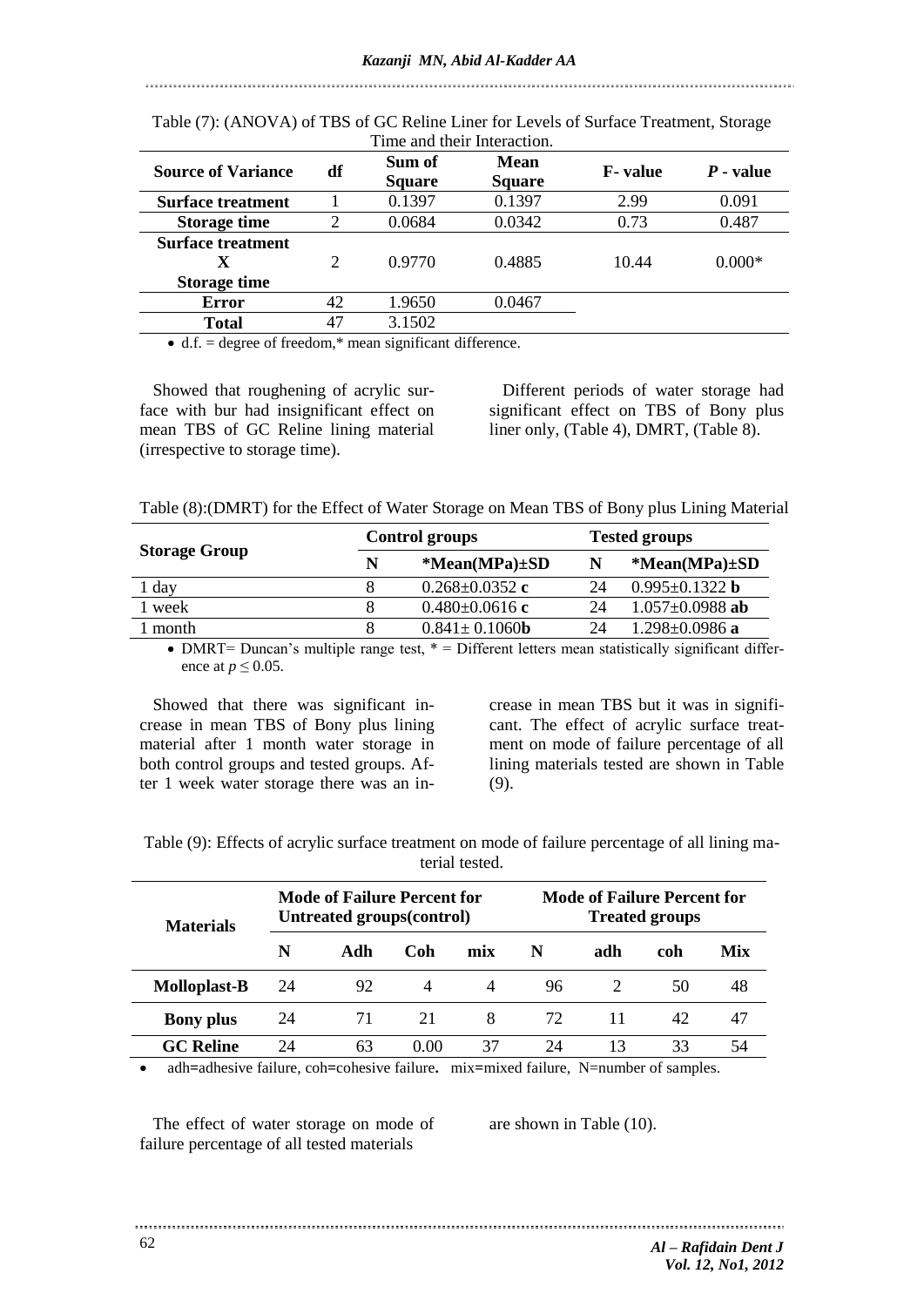Table (7): (ANOVA) of TBS of GC Reline Liner for Levels of Surface Treatment, Storage Time and their Interaction.

| Source of Variance | df | Sum of Square | Mean Square | F- value | *P* - value |
|---|---|---|---|---|---|
| Surface treatment | 1 | 0.1397 | 0.1397 | 2.99 | 0.091 |
| Storage time | 2 | 0.0684 | 0.0342 | 0.73 | 0.487 |
| Surface treatment X Storage time | 2 | 0.9770 | 0.4885 | 10.44 | 0.000* |
| Error | 42 | 1.9650 | 0.0467 | | |
| Total | 47 | 3.1502 | | | |

- d.f. = degree of freedom,* mean significant difference.

Showed that roughening of acrylic surface with bur had insignificant effect on mean TBS of GC Reline lining material (irrespective to storage time).

Different periods of water storage had significant effect on TBS of Bony plus liner only, (Table 4), DMRT, (Table 8).

Table (8):(DMRT) for the Effect of Water Storage on Mean TBS of Bony plus Lining Material

| Storage Group | Control groups | | Tested groups | |
|---|---|---|---|---|
| | N | *Mean(MPa)±SD | N | *Mean(MPa)±SD |
| 1 day | 8 | 0.268±0.0352 **c** | 24 | 0.995±0.1322 **b** |
| 1 week | 8 | 0.480±0.0616 **c** | 24 | 1.057±0.0988 **ab** |
| 1 month | 8 | 0.841± 0.1060**b** | 24 | 1.298±0.0986 **a** |

- DMRT= Duncan's multiple range test, * = Different letters mean statistically significant difference at $p \leq 0.05$.

Showed that there was significant increase in mean TBS of Bony plus lining material after 1 month water storage in both control groups and tested groups. After 1 week water storage there was an increase in mean TBS but it was in significant. The effect of acrylic surface treatment on mode of failure percentage of all lining materials tested are shown in Table (9).

Table (9): Effects of acrylic surface treatment on mode of failure percentage of all lining material tested.

| Materials | Mode of Failure Percent for Untreated groups(control) | | | | Mode of Failure Percent for Treated groups | | | |
|---|---|---|---|---|---|---|---|---|
| | N | Adh | Coh | mix | N | adh | coh | Mix |
| **Molloplast-B** | 24 | 92 | 4 | 4 | 96 | 2 | 50 | 48 |
| **Bony plus** | 24 | 71 | 21 | 8 | 72 | 11 | 42 | 47 |
| **GC Reline** | 24 | 63 | 0.00 | 37 | 24 | 13 | 33 | 54 |

- adh=adhesive failure, coh=cohesive failure**.** mix=mixed failure, N=number of samples.

The effect of water storage on mode of failure percentage of all tested materials are shown in Table (10).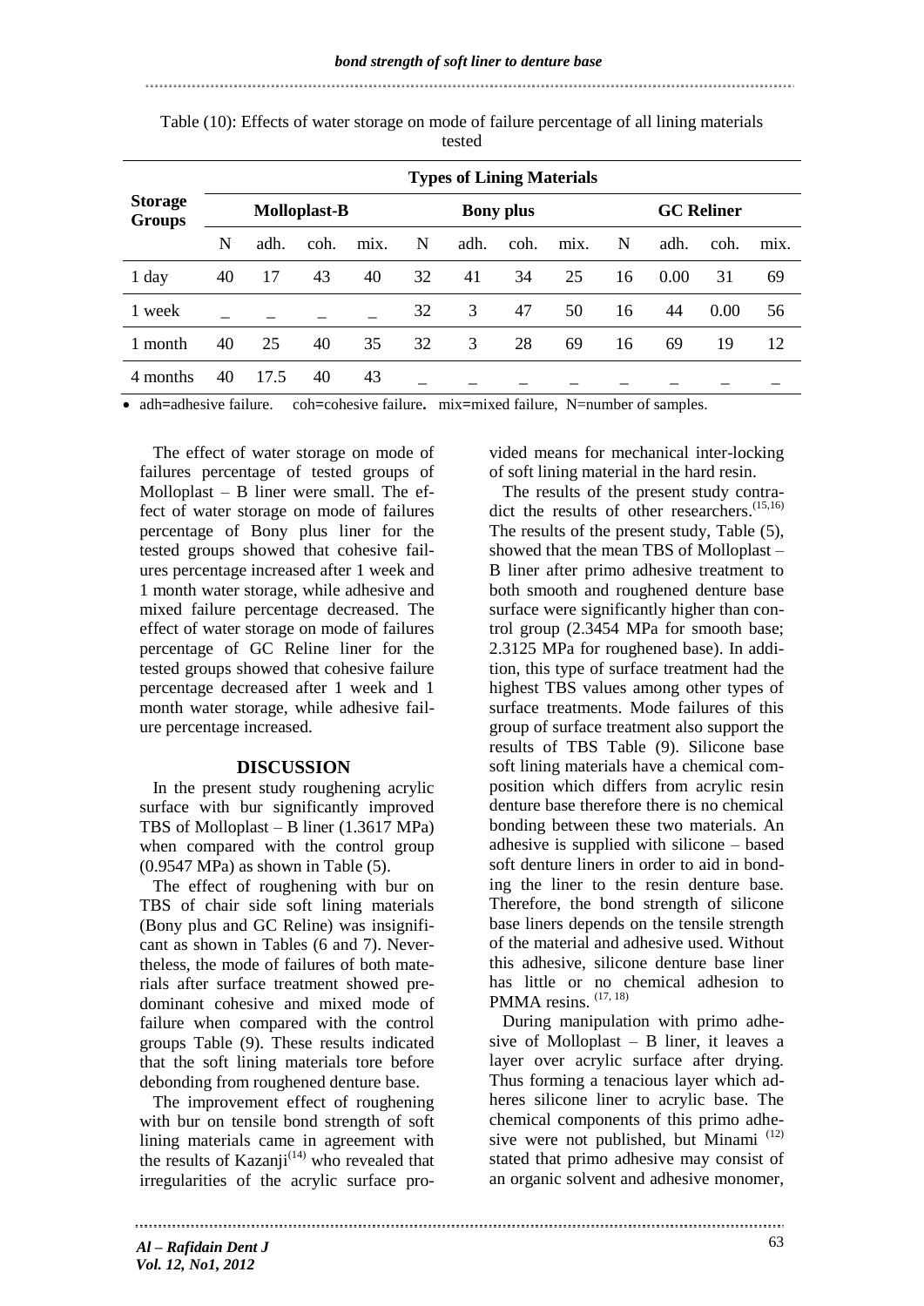Table (10): Effects of water storage on mode of failure percentage of all lining materials tested

| Storage Groups | Types of Lining Materials | | | | | | | | | | | |
|---|---|---|---|---|---|---|---|---|---|---|---|---|
| | Molloplast-B | | | | Bony plus | | | | GC Reliner | | | |
| | N | adh. | coh. | mix. | N | adh. | coh. | mix. | N | adh. | coh. | mix. |
| 1 day | 40 | 17 | 43 | 40 | 32 | 41 | 34 | 25 | 16 | 0.00 | 31 | 69 |
| 1 week | _ | _ | _ | _ | 32 | 3 | 47 | 50 | 16 | 44 | 0.00 | 56 |
| 1 month | 40 | 25 | 40 | 35 | 32 | 3 | 28 | 69 | 16 | 69 | 19 | 12 |
| 4 months | 40 | 17.5 | 40 | 43 | _ | _ | _ | _ | _ | _ | _ | _ |

- adh=adhesive failure. coh=cohesive failure. mix=mixed failure, N=number of samples.

The effect of water storage on mode of failures percentage of tested groups of Molloplast – B liner were small. The effect of water storage on mode of failures percentage of Bony plus liner for the tested groups showed that cohesive failures percentage increased after 1 week and 1 month water storage, while adhesive and mixed failure percentage decreased. The effect of water storage on mode of failures percentage of GC Reline liner for the tested groups showed that cohesive failure percentage decreased after 1 week and 1 month water storage, while adhesive failure percentage increased.

## DISCUSSION

In the present study roughening acrylic surface with bur significantly improved TBS of Molloplast – B liner (1.3617 MPa) when compared with the control group (0.9547 MPa) as shown in Table (5).

The effect of roughening with bur on TBS of chair side soft lining materials (Bony plus and GC Reline) was insignificant as shown in Tables (6 and 7). Nevertheless, the mode of failures of both materials after surface treatment showed predominant cohesive and mixed mode of failure when compared with the control groups Table (9). These results indicated that the soft lining materials tore before debonding from roughened denture base.

The improvement effect of roughening with bur on tensile bond strength of soft lining materials came in agreement with the results of Kazanji[14] who revealed that irregularities of the acrylic surface provided means for mechanical inter-locking of soft lining material in the hard resin.

The results of the present study contradict the results of other researchers.[15,16] The results of the present study, Table (5), showed that the mean TBS of Molloplast – B liner after primo adhesive treatment to both smooth and roughened denture base surface were significantly higher than control group (2.3454 MPa for smooth base; 2.3125 MPa for roughened base). In addition, this type of surface treatment had the highest TBS values among other types of surface treatments. Mode failures of this group of surface treatment also support the results of TBS Table (9). Silicone base soft lining materials have a chemical composition which differs from acrylic resin denture base therefore there is no chemical bonding between these two materials. An adhesive is supplied with silicone – based soft denture liners in order to aid in bonding the liner to the resin denture base. Therefore, the bond strength of silicone base liners depends on the tensile strength of the material and adhesive used. Without this adhesive, silicone denture base liner has little or no chemical adhesion to PMMA resins. [17, 18]

During manipulation with primo adhesive of Molloplast – B liner, it leaves a layer over acrylic surface after drying. Thus forming a tenacious layer which adheres silicone liner to acrylic base. The chemical components of this primo adhesive were not published, but Minami [12] stated that primo adhesive may consist of an organic solvent and adhesive monomer,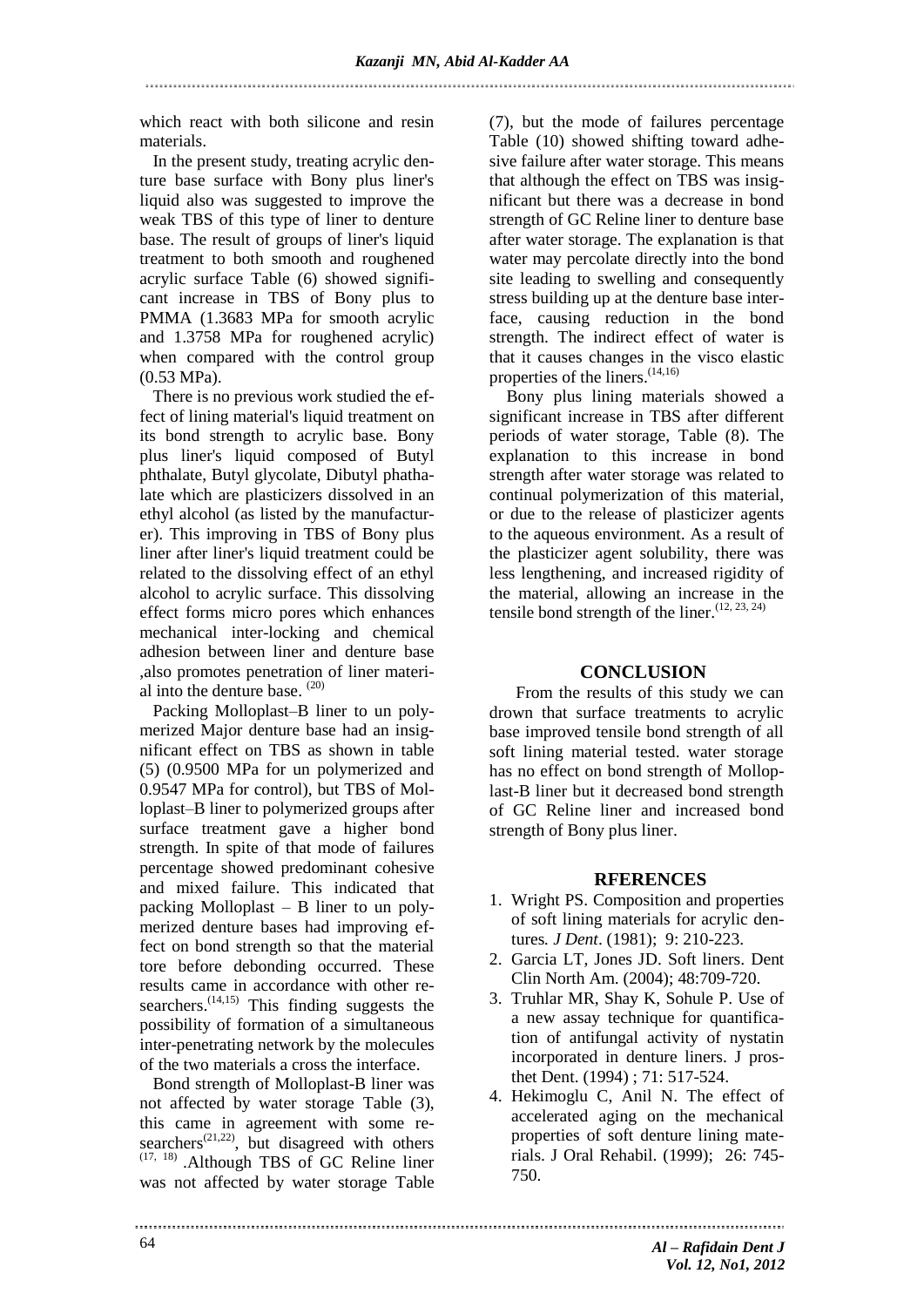which react with both silicone and resin materials.

In the present study, treating acrylic denture base surface with Bony plus liner's liquid also was suggested to improve the weak TBS of this type of liner to denture base. The result of groups of liner's liquid treatment to both smooth and roughened acrylic surface Table (6) showed significant increase in TBS of Bony plus to PMMA (1.3683 MPa for smooth acrylic and 1.3758 MPa for roughened acrylic) when compared with the control group (0.53 MPa).

There is no previous work studied the effect of lining material's liquid treatment on its bond strength to acrylic base. Bony plus liner's liquid composed of Butyl phthalate, Butyl glycolate, Dibutyl phathalate which are plasticizers dissolved in an ethyl alcohol (as listed by the manufacturer). This improving in TBS of Bony plus liner after liner's liquid treatment could be related to the dissolving effect of an ethyl alcohol to acrylic surface. This dissolving effect forms micro pores which enhances mechanical inter-locking and chemical adhesion between liner and denture base ,also promotes penetration of liner material into the denture base. [20]

Packing Molloplast–B liner to un polymerized Major denture base had an insignificant effect on TBS as shown in table (5) (0.9500 MPa for un polymerized and 0.9547 MPa for control), but TBS of Molloplast–B liner to polymerized groups after surface treatment gave a higher bond strength. In spite of that mode of failures percentage showed predominant cohesive and mixed failure. This indicated that packing Molloplast – B liner to un polymerized denture bases had improving effect on bond strength so that the material tore before debonding occurred. These results came in accordance with other researchers.[14,15] This finding suggests the possibility of formation of a simultaneous inter-penetrating network by the molecules of the two materials a cross the interface.

Bond strength of Molloplast-B liner was not affected by water storage Table (3), this came in agreement with some researchers[21,22], but disagreed with others [17, 18] .Although TBS of GC Reline liner was not affected by water storage Table (7), but the mode of failures percentage Table (10) showed shifting toward adhesive failure after water storage. This means that although the effect on TBS was insignificant but there was a decrease in bond strength of GC Reline liner to denture base after water storage. The explanation is that water may percolate directly into the bond site leading to swelling and consequently stress building up at the denture base interface, causing reduction in the bond strength. The indirect effect of water is that it causes changes in the visco elastic properties of the liners.[14,16]

Bony plus lining materials showed a significant increase in TBS after different periods of water storage, Table (8). The explanation to this increase in bond strength after water storage was related to continual polymerization of this material, or due to the release of plasticizer agents to the aqueous environment. As a result of the plasticizer agent solubility, there was less lengthening, and increased rigidity of the material, allowing an increase in the tensile bond strength of the liner.[12, 23, 24]

## CONCLUSION

From the results of this study we can drown that surface treatments to acrylic base improved tensile bond strength of all soft lining material tested. water storage has no effect on bond strength of Molloplast-B liner but it decreased bond strength of GC Reline liner and increased bond strength of Bony plus liner.

## RFERENCES

1. Wright PS. Composition and properties of soft lining materials for acrylic dentures. *J Dent*. (1981); 9: 210-223.
2. Garcia LT, Jones JD. Soft liners. Dent Clin North Am. (2004); 48:709-720.
3. Truhlar MR, Shay K, Sohule P. Use of a new assay technique for quantification of antifungal activity of nystatin incorporated in denture liners. J prosthet Dent. (1994) ; 71: 517-524.
4. Hekimoglu C, Anil N. The effect of accelerated aging on the mechanical properties of soft denture lining materials. J Oral Rehabil. (1999); 26: 745-750.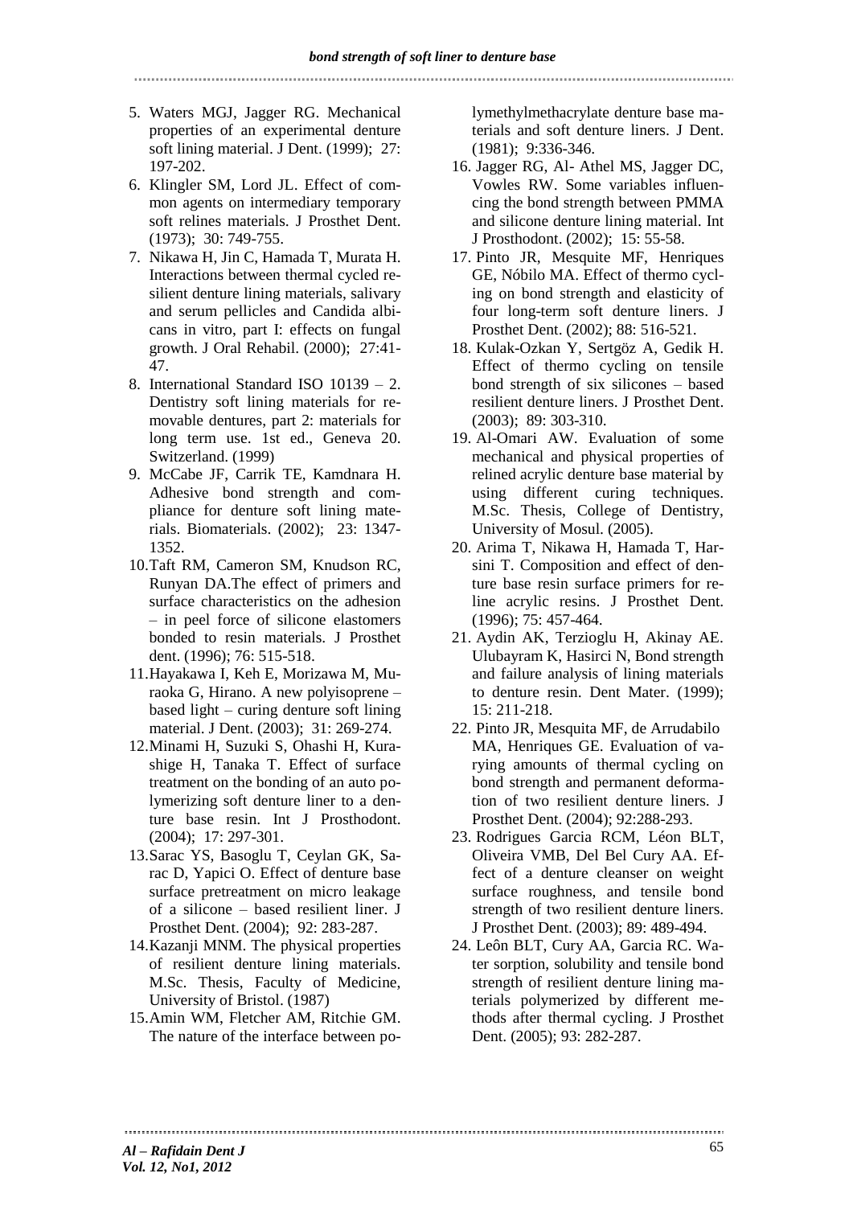5. Waters MGJ, Jagger RG. Mechanical properties of an experimental denture soft lining material. J Dent. (1999); 27: 197-202.
6. Klingler SM, Lord JL. Effect of common agents on intermediary temporary soft relines materials. J Prosthet Dent. (1973); 30: 749-755.
7. Nikawa H, Jin C, Hamada T, Murata H. Interactions between thermal cycled resilient denture lining materials, salivary and serum pellicles and Candida albicans in vitro, part I: effects on fungal growth. J Oral Rehabil. (2000); 27:41-47.
8. International Standard ISO 10139 – 2. Dentistry soft lining materials for removable dentures, part 2: materials for long term use. 1st ed., Geneva 20. Switzerland. (1999)
9. McCabe JF, Carrik TE, Kamdnara H. Adhesive bond strength and compliance for denture soft lining materials. Biomaterials. (2002); 23: 1347-1352.
10. Taft RM, Cameron SM, Knudson RC, Runyan DA.The effect of primers and surface characteristics on the adhesion – in peel force of silicone elastomers bonded to resin materials. J Prosthet dent. (1996); 76: 515-518.
11. Hayakawa I, Keh E, Morizawa M, Muraoka G, Hirano. A new polyisoprene – based light – curing denture soft lining material. J Dent. (2003); 31: 269-274.
12. Minami H, Suzuki S, Ohashi H, Kurashige H, Tanaka T. Effect of surface treatment on the bonding of an auto polymerizing soft denture liner to a denture base resin. Int J Prosthodont. (2004); 17: 297-301.
13. Sarac YS, Basoglu T, Ceylan GK, Sarac D, Yapici O. Effect of denture base surface pretreatment on micro leakage of a silicone – based resilient liner. J Prosthet Dent. (2004); 92: 283-287.
14. Kazanji MNM. The physical properties of resilient denture lining materials. M.Sc. Thesis, Faculty of Medicine, University of Bristol. (1987)
15. Amin WM, Fletcher AM, Ritchie GM. The nature of the interface between polymethylmethacrylate denture base materials and soft denture liners. J Dent. (1981); 9:336-346.
16. Jagger RG, Al- Athel MS, Jagger DC, Vowles RW. Some variables influencing the bond strength between PMMA and silicone denture lining material. Int J Prosthodont. (2002); 15: 55-58.
17. Pinto JR, Mesquite MF, Henriques GE, Nóbilo MA. Effect of thermo cycling on bond strength and elasticity of four long-term soft denture liners. J Prosthet Dent. (2002); 88: 516-521.
18. Kulak-Ozkan Y, Sertgöz A, Gedik H. Effect of thermo cycling on tensile bond strength of six silicones – based resilient denture liners. J Prosthet Dent. (2003); 89: 303-310.
19. Al-Omari AW. Evaluation of some mechanical and physical properties of relined acrylic denture base material by using different curing techniques. M.Sc. Thesis, College of Dentistry, University of Mosul. (2005).
20. Arima T, Nikawa H, Hamada T, Harsini T. Composition and effect of denture base resin surface primers for reline acrylic resins. J Prosthet Dent. (1996); 75: 457-464.
21. Aydin AK, Terzioglu H, Akinay AE. Ulubayram K, Hasirci N, Bond strength and failure analysis of lining materials to denture resin. Dent Mater. (1999); 15: 211-218.
22. Pinto JR, Mesquita MF, de Arrudabilo MA, Henriques GE. Evaluation of varying amounts of thermal cycling on bond strength and permanent deformation of two resilient denture liners. J Prosthet Dent. (2004); 92:288-293.
23. Rodrigues Garcia RCM, Léon BLT, Oliveira VMB, Del Bel Cury AA. Effect of a denture cleanser on weight surface roughness, and tensile bond strength of two resilient denture liners. J Prosthet Dent. (2003); 89: 489-494.
24. Leôn BLT, Cury AA, Garcia RC. Water sorption, solubility and tensile bond strength of resilient denture lining materials polymerized by different methods after thermal cycling. J Prosthet Dent. (2005); 93: 282-287.